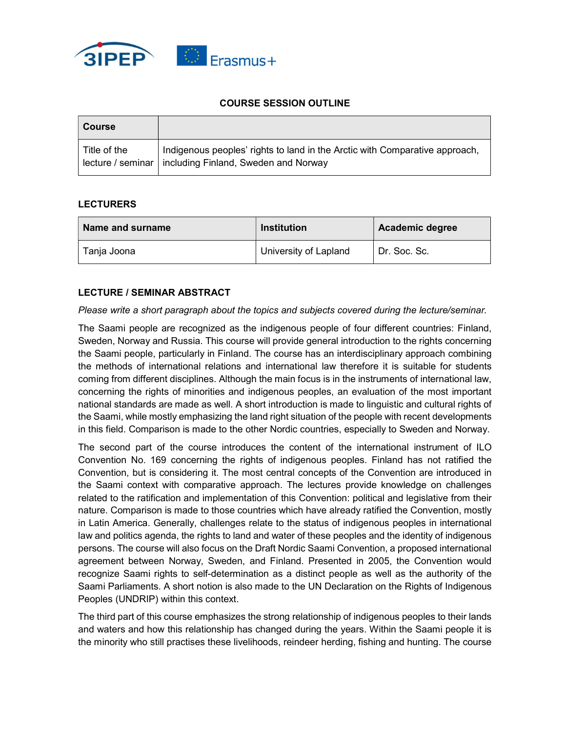## COURSE SESSION OUTLINE

| **Course** | |
|---|---|
| Title of the lecture / seminar | Indigenous peoples' rights to land in the Arctic with Comparative approach, including Finland, Sweden and Norway |

### LECTURERS

| **Name and surname** | **Institution** | **Academic degree** |
|---|---|---|
| Tanja Joona | University of Lapland | Dr. Soc. Sc. |

### LECTURE / SEMINAR ABSTRACT

*Please write a short paragraph about the topics and subjects covered during the lecture/seminar.*

The Saami people are recognized as the indigenous people of four different countries: Finland, Sweden, Norway and Russia. This course will provide general introduction to the rights concerning the Saami people, particularly in Finland. The course has an interdisciplinary approach combining the methods of international relations and international law therefore it is suitable for students coming from different disciplines. Although the main focus is in the instruments of international law, concerning the rights of minorities and indigenous peoples, an evaluation of the most important national standards are made as well. A short introduction is made to linguistic and cultural rights of the Saami, while mostly emphasizing the land right situation of the people with recent developments in this field. Comparison is made to the other Nordic countries, especially to Sweden and Norway.

The second part of the course introduces the content of the international instrument of ILO Convention No. 169 concerning the rights of indigenous peoples. Finland has not ratified the Convention, but is considering it. The most central concepts of the Convention are introduced in the Saami context with comparative approach. The lectures provide knowledge on challenges related to the ratification and implementation of this Convention: political and legislative from their nature. Comparison is made to those countries which have already ratified the Convention, mostly in Latin America. Generally, challenges relate to the status of indigenous peoples in international law and politics agenda, the rights to land and water of these peoples and the identity of indigenous persons. The course will also focus on the Draft Nordic Saami Convention, a proposed international agreement between Norway, Sweden, and Finland. Presented in 2005, the Convention would recognize Saami rights to self-determination as a distinct people as well as the authority of the Saami Parliaments. A short notion is also made to the UN Declaration on the Rights of Indigenous Peoples (UNDRIP) within this context.

The third part of this course emphasizes the strong relationship of indigenous peoples to their lands and waters and how this relationship has changed during the years. Within the Saami people it is the minority who still practises these livelihoods, reindeer herding, fishing and hunting. The course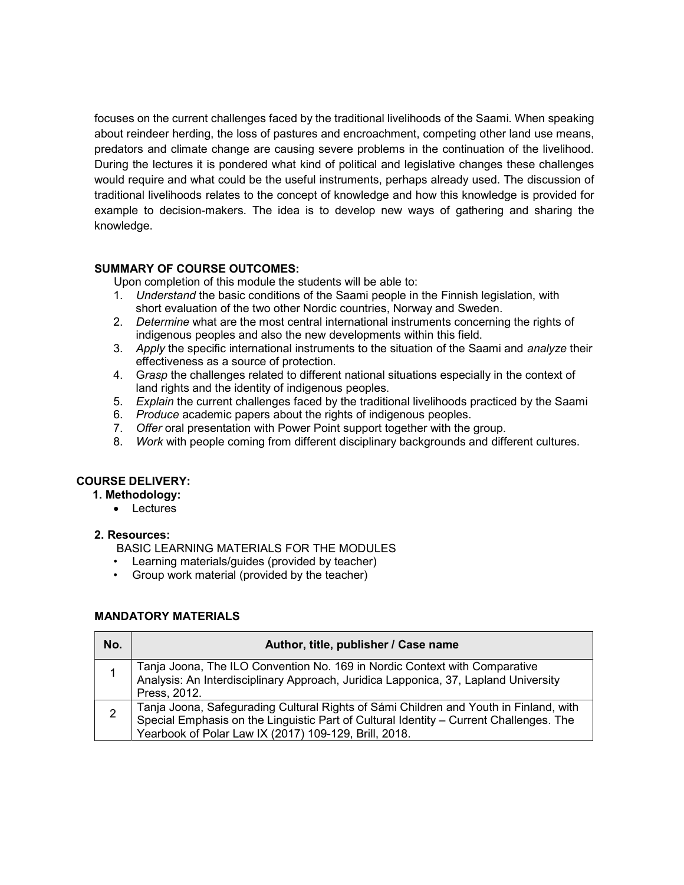focuses on the current challenges faced by the traditional livelihoods of the Saami. When speaking about reindeer herding, the loss of pastures and encroachment, competing other land use means, predators and climate change are causing severe problems in the continuation of the livelihood. During the lectures it is pondered what kind of political and legislative changes these challenges would require and what could be the useful instruments, perhaps already used. The discussion of traditional livelihoods relates to the concept of knowledge and how this knowledge is provided for example to decision-makers. The idea is to develop new ways of gathering and sharing the knowledge.

### SUMMARY OF COURSE OUTCOMES:

Upon completion of this module the students will be able to:

1. *Understand* the basic conditions of the Saami people in the Finnish legislation, with short evaluation of the two other Nordic countries, Norway and Sweden.
2. *Determine* what are the most central international instruments concerning the rights of indigenous peoples and also the new developments within this field.
3. *Apply* the specific international instruments to the situation of the Saami and *analyze* their effectiveness as a source of protection.
4. G*rasp* the challenges related to different national situations especially in the context of land rights and the identity of indigenous peoples.
5. *Explain* the current challenges faced by the traditional livelihoods practiced by the Saami
6. *Produce* academic papers about the rights of indigenous peoples.
7. *Offer* oral presentation with Power Point support together with the group.
8. *Work* with people coming from different disciplinary backgrounds and different cultures.

## COURSE DELIVERY:

### 1. Methodology:

- Lectures

### 2. Resources:

BASIC LEARNING MATERIALS FOR THE MODULES

- Learning materials/guides (provided by teacher)
- Group work material (provided by the teacher)

### MANDATORY MATERIALS

| No. | Author, title, publisher / Case name |
|---|---|
| 1 | Tanja Joona, The ILO Convention No. 169 in Nordic Context with Comparative Analysis: An Interdisciplinary Approach, Juridica Lapponica, 37, Lapland University Press, 2012. |
| 2 | Tanja Joona, Safegurading Cultural Rights of Sámi Children and Youth in Finland, with Special Emphasis on the Linguistic Part of Cultural Identity – Current Challenges. The Yearbook of Polar Law IX (2017) 109-129, Brill, 2018. |